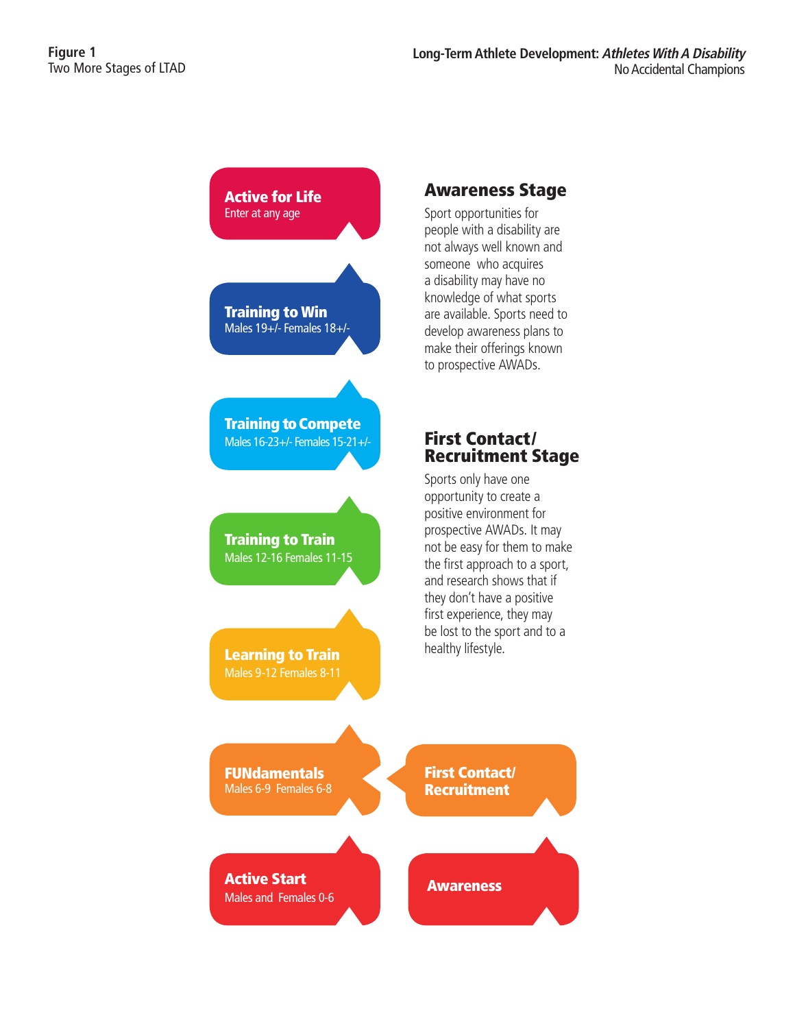Figure 1
Two More Stages of LTAD

**Active for Life**
Enter at any age

**Training to Win**
Males 19+/- Females 18+/-

**Training to Compete**
Males 16-23+/- Females 15-21+/-

**Training to Train**
Males 12-16 Females 11-15

**Learning to Train**
Males 9-12 Females 8-11

**FUNdamentals**
Males 6-9 Females 6-8

**First Contact/ Recruitment**

**Active Start**
Males and Females 0-6

**Awareness**

## Awareness Stage

Sport opportunities for people with a disability are not always well known and someone who acquires a disability may have no knowledge of what sports are available. Sports need to develop awareness plans to make their offerings known to prospective AWADs.

## First Contact/ Recruitment Stage

Sports only have one opportunity to create a positive environment for prospective AWADs. It may not be easy for them to make the first approach to a sport, and research shows that if they don't have a positive first experience, they may be lost to the sport and to a healthy lifestyle.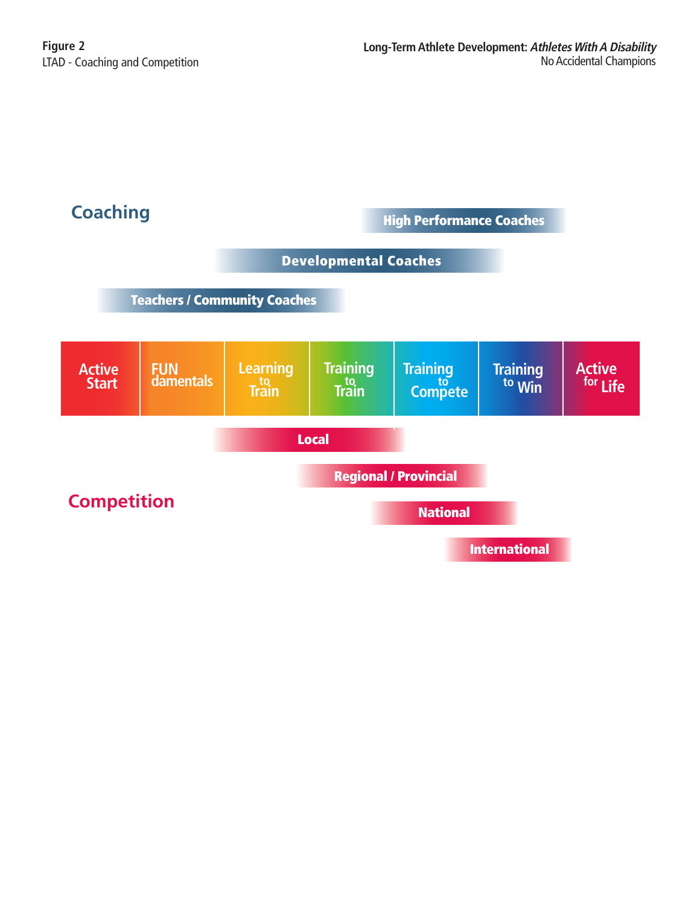**Figure 2**
LTAD - Coaching and Competition

Coaching

High Performance Coaches

Developmental Coaches

Teachers / Community Coaches

Active Start

FUNdamentals

Learning to Train

Training to Train

Training to Compete

Training to Win

Active for Life

Local

Regional / Provincial

National

International

Competition